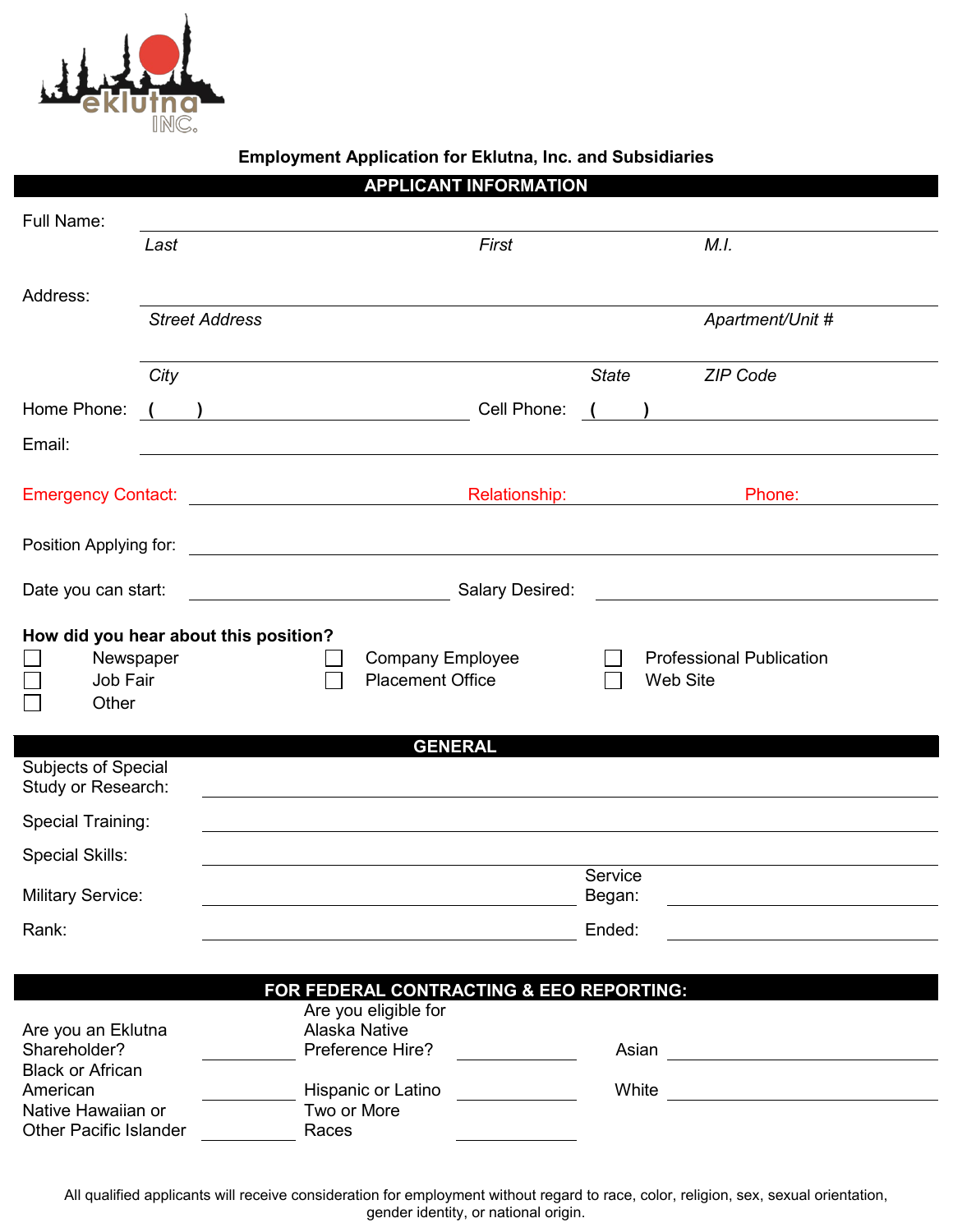eklutna INC.

**Employment Application for Eklutna, Inc. and Subsidiaries**

## APPLICANT INFORMATION

Full Name: ______________________________________________
*Last* *First* *M.I.*

Address: ______________________________________________
*Street Address* *Apartment/Unit #*

______________________________________________
*City* *State* *ZIP Code*

Home Phone: ( ) ____________ Cell Phone: ( ) ____________

Email: ______________________________________________

Emergency Contact: ____________ Relationship: ____________ Phone: ____________

Position Applying for: ______________________________________________

Date you can start: ____________ Salary Desired: ____________

**How did you hear about this position?**

- ☐ Newspaper
- ☐ Company Employee
- ☐ Professional Publication
- ☐ Job Fair
- ☐ Placement Office
- ☐ Web Site
- ☐ Other

## GENERAL

Subjects of Special Study or Research: ______________________________________________

Special Training: ______________________________________________

Special Skills: ______________________________________________

Military Service: ____________ Service Began: ____________

Rank: ____________ Ended: ____________

## FOR FEDERAL CONTRACTING & EEO REPORTING:

Are you an Eklutna Shareholder? ________ Are you eligible for Alaska Native Preference Hire? ________ Asian ________

Black or African American ________ Hispanic or Latino ________ White ________

Native Hawaiian or Other Pacific Islander ________ Two or More Races ________

All qualified applicants will receive consideration for employment without regard to race, color, religion, sex, sexual orientation, gender identity, or national origin.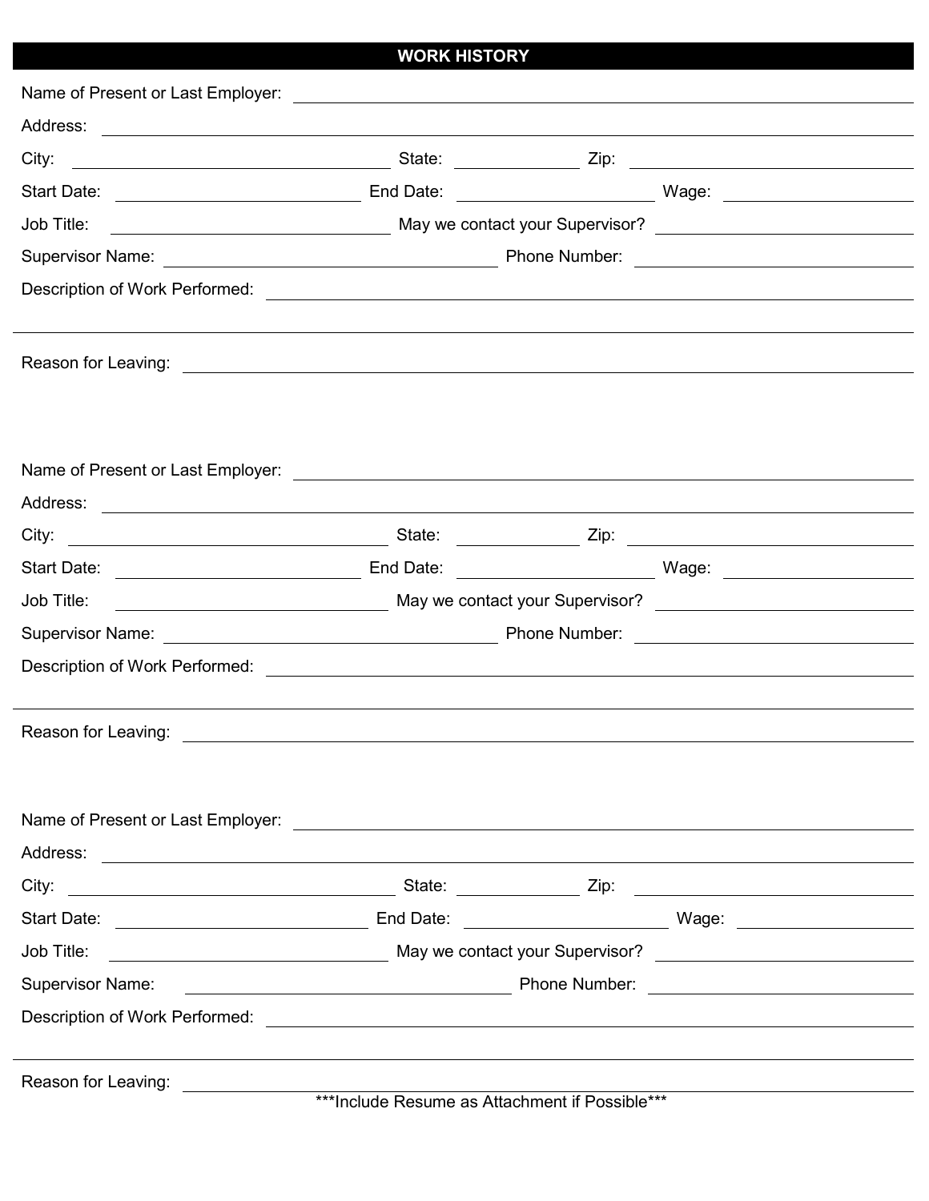## WORK HISTORY

Name of Present or Last Employer: ______________________________

Address: ______________________________

City: ____________ State: ________ Zip: ____________

Start Date: ____________ End Date: ____________ Wage: ____________

Job Title: ____________ May we contact your Supervisor? ____________

Supervisor Name: ____________ Phone Number: ____________

Description of Work Performed: ______________________________

______________________________

Reason for Leaving: ______________________________

Name of Present or Last Employer: ______________________________

Address: ______________________________

City: ____________ State: ________ Zip: ____________

Start Date: ____________ End Date: ____________ Wage: ____________

Job Title: ____________ May we contact your Supervisor? ____________

Supervisor Name: ____________ Phone Number: ____________

Description of Work Performed: ______________________________

______________________________

Reason for Leaving: ______________________________

Name of Present or Last Employer: ______________________________

Address: ______________________________

City: ____________ State: ________ Zip: ____________

Start Date: ____________ End Date: ____________ Wage: ____________

Job Title: ____________ May we contact your Supervisor? ____________

Supervisor Name: ____________ Phone Number: ____________

Description of Work Performed: ______________________________

______________________________

Reason for Leaving: ______________________________

***Include Resume as Attachment if Possible***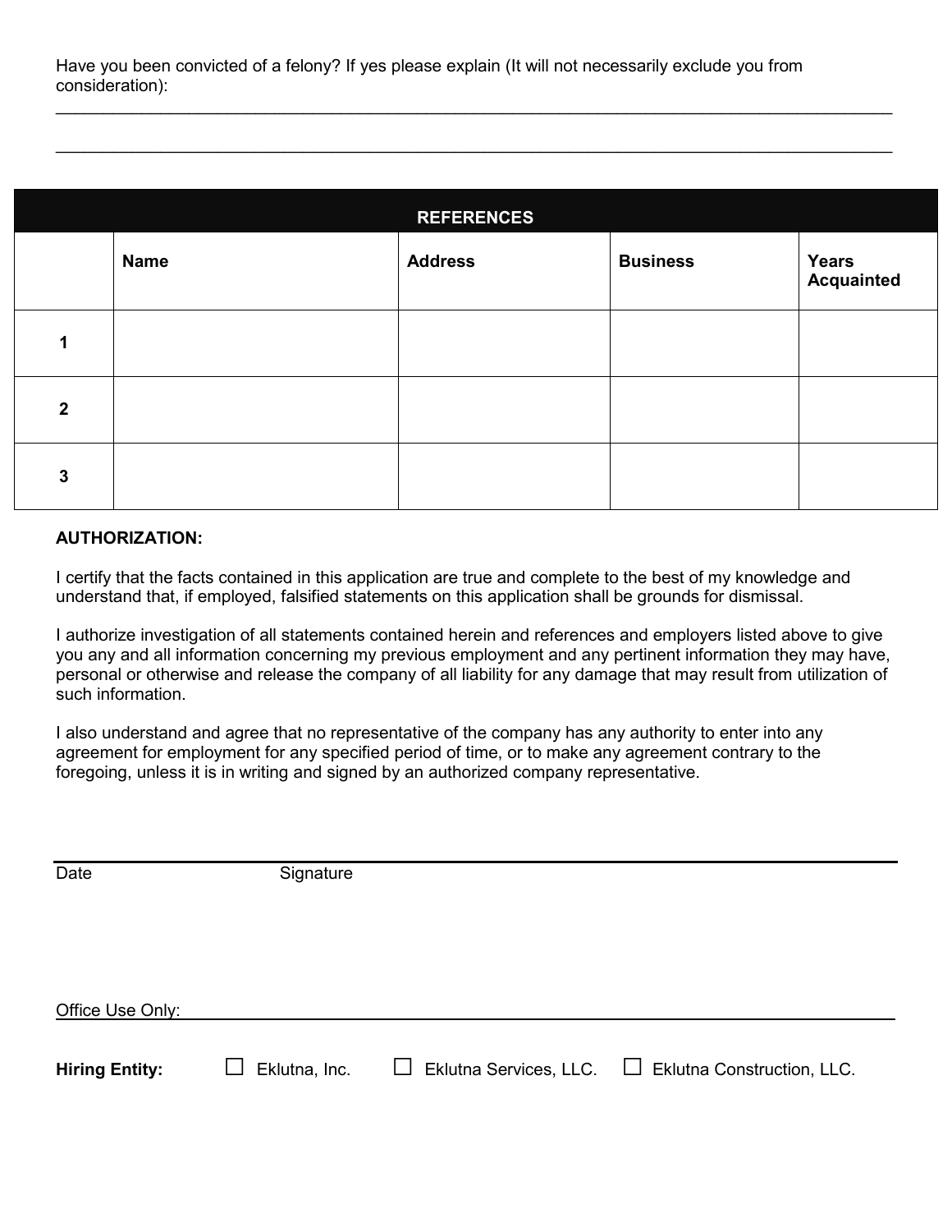Have you been convicted of a felony? If yes please explain (It will not necessarily exclude you from consideration):

______________________________________________________________________________________

______________________________________________________________________________________

| REFERENCES | | | | |
|---|---|---|---|---|
| | **Name** | **Address** | **Business** | **Years Acquainted** |
| **1** | | | | |
| **2** | | | | |
| **3** | | | | |

**AUTHORIZATION:**

I certify that the facts contained in this application are true and complete to the best of my knowledge and understand that, if employed, falsified statements on this application shall be grounds for dismissal.

I authorize investigation of all statements contained herein and references and employers listed above to give you any and all information concerning my previous employment and any pertinent information they may have, personal or otherwise and release the company of all liability for any damage that may result from utilization of such information.

I also understand and agree that no representative of the company has any authority to enter into any agreement for employment for any specified period of time, or to make any agreement contrary to the foregoing, unless it is in writing and signed by an authorized company representative.

______________________________________________________________________________________

Date Signature

Office Use Only: ___________________________________________________________________

**Hiring Entity:** ☐ Eklutna, Inc. ☐ Eklutna Services, LLC. ☐ Eklutna Construction, LLC.